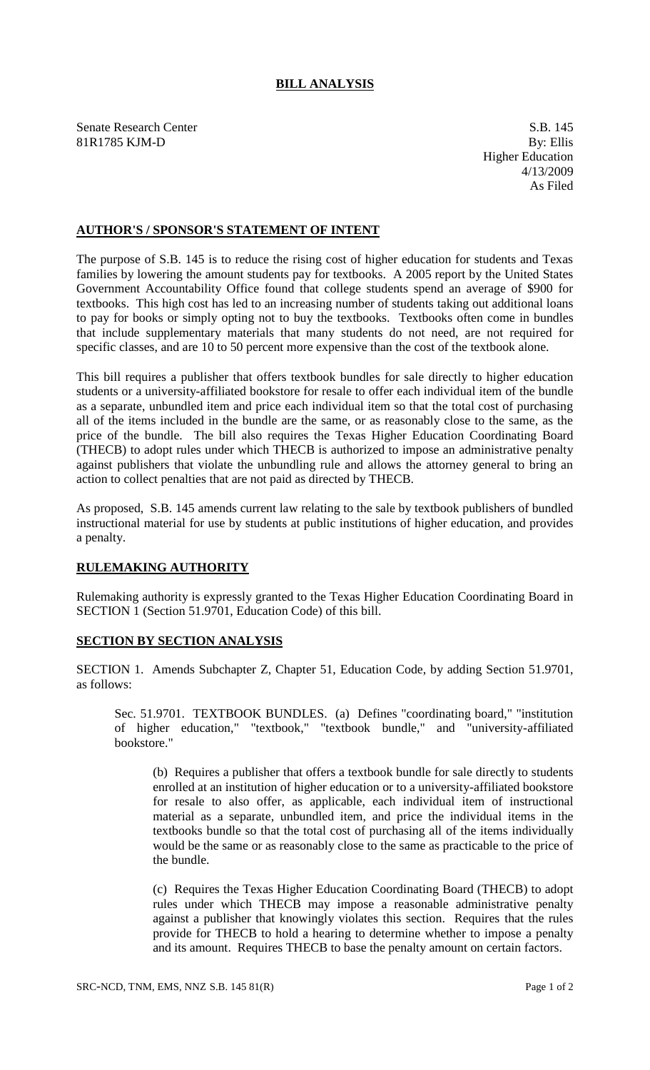# BILL ANALYSIS

Senate Research Center
81R1785 KJM-D

S.B. 145
By: Ellis
Higher Education
4/13/2009
As Filed

## AUTHOR'S / SPONSOR'S STATEMENT OF INTENT

The purpose of S.B. 145 is to reduce the rising cost of higher education for students and Texas families by lowering the amount students pay for textbooks. A 2005 report by the United States Government Accountability Office found that college students spend an average of $900 for textbooks. This high cost has led to an increasing number of students taking out additional loans to pay for books or simply opting not to buy the textbooks. Textbooks often come in bundles that include supplementary materials that many students do not need, are not required for specific classes, and are 10 to 50 percent more expensive than the cost of the textbook alone.

This bill requires a publisher that offers textbook bundles for sale directly to higher education students or a university-affiliated bookstore for resale to offer each individual item of the bundle as a separate, unbundled item and price each individual item so that the total cost of purchasing all of the items included in the bundle are the same, or as reasonably close to the same, as the price of the bundle. The bill also requires the Texas Higher Education Coordinating Board (THECB) to adopt rules under which THECB is authorized to impose an administrative penalty against publishers that violate the unbundling rule and allows the attorney general to bring an action to collect penalties that are not paid as directed by THECB.

As proposed, S.B. 145 amends current law relating to the sale by textbook publishers of bundled instructional material for use by students at public institutions of higher education, and provides a penalty.

## RULEMAKING AUTHORITY

Rulemaking authority is expressly granted to the Texas Higher Education Coordinating Board in SECTION 1 (Section 51.9701, Education Code) of this bill.

## SECTION BY SECTION ANALYSIS

SECTION 1. Amends Subchapter Z, Chapter 51, Education Code, by adding Section 51.9701, as follows:

Sec. 51.9701. TEXTBOOK BUNDLES. (a) Defines "coordinating board," "institution of higher education," "textbook," "textbook bundle," and "university-affiliated bookstore."

(b) Requires a publisher that offers a textbook bundle for sale directly to students enrolled at an institution of higher education or to a university-affiliated bookstore for resale to also offer, as applicable, each individual item of instructional material as a separate, unbundled item, and price the individual items in the textbooks bundle so that the total cost of purchasing all of the items individually would be the same or as reasonably close to the same as practicable to the price of the bundle.

(c) Requires the Texas Higher Education Coordinating Board (THECB) to adopt rules under which THECB may impose a reasonable administrative penalty against a publisher that knowingly violates this section. Requires that the rules provide for THECB to hold a hearing to determine whether to impose a penalty and its amount. Requires THECB to base the penalty amount on certain factors.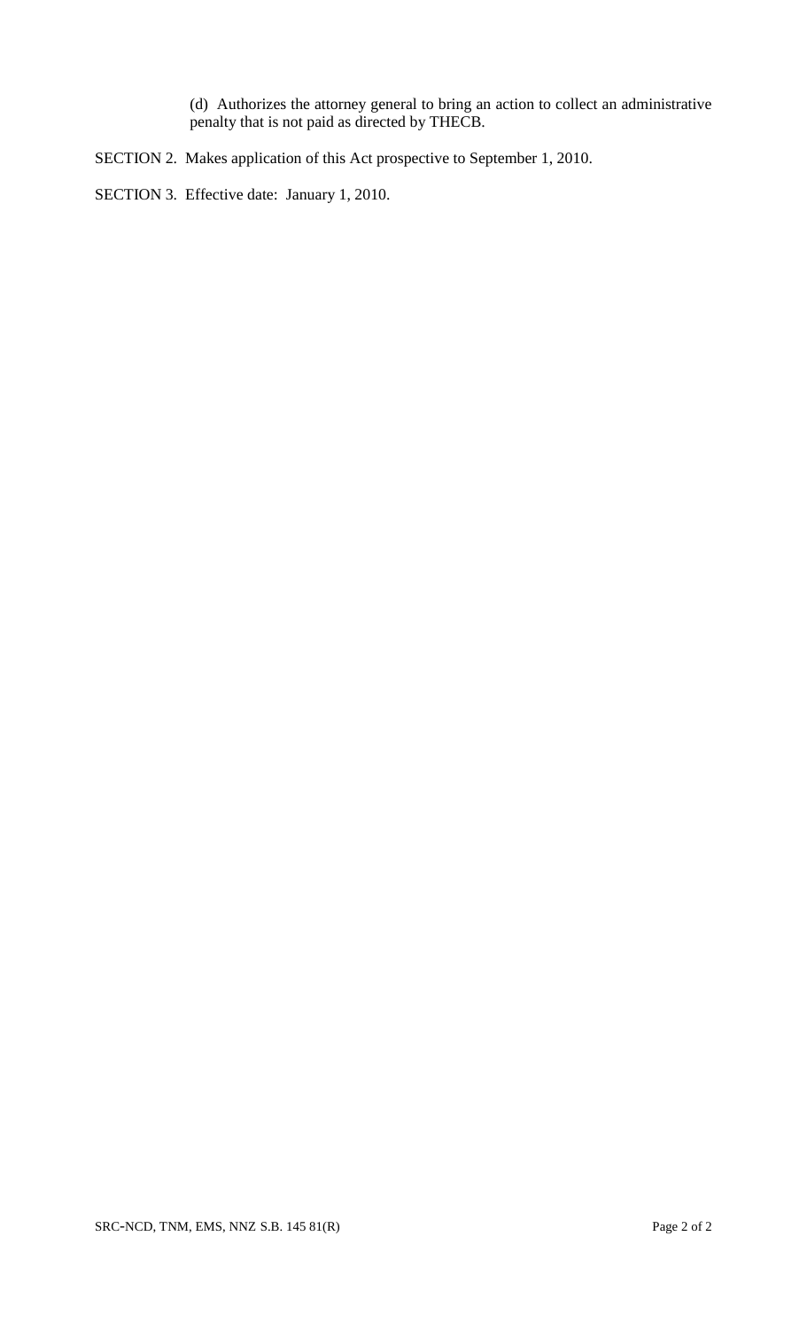(d) Authorizes the attorney general to bring an action to collect an administrative penalty that is not paid as directed by THECB.

SECTION 2. Makes application of this Act prospective to September 1, 2010.

SECTION 3. Effective date: January 1, 2010.